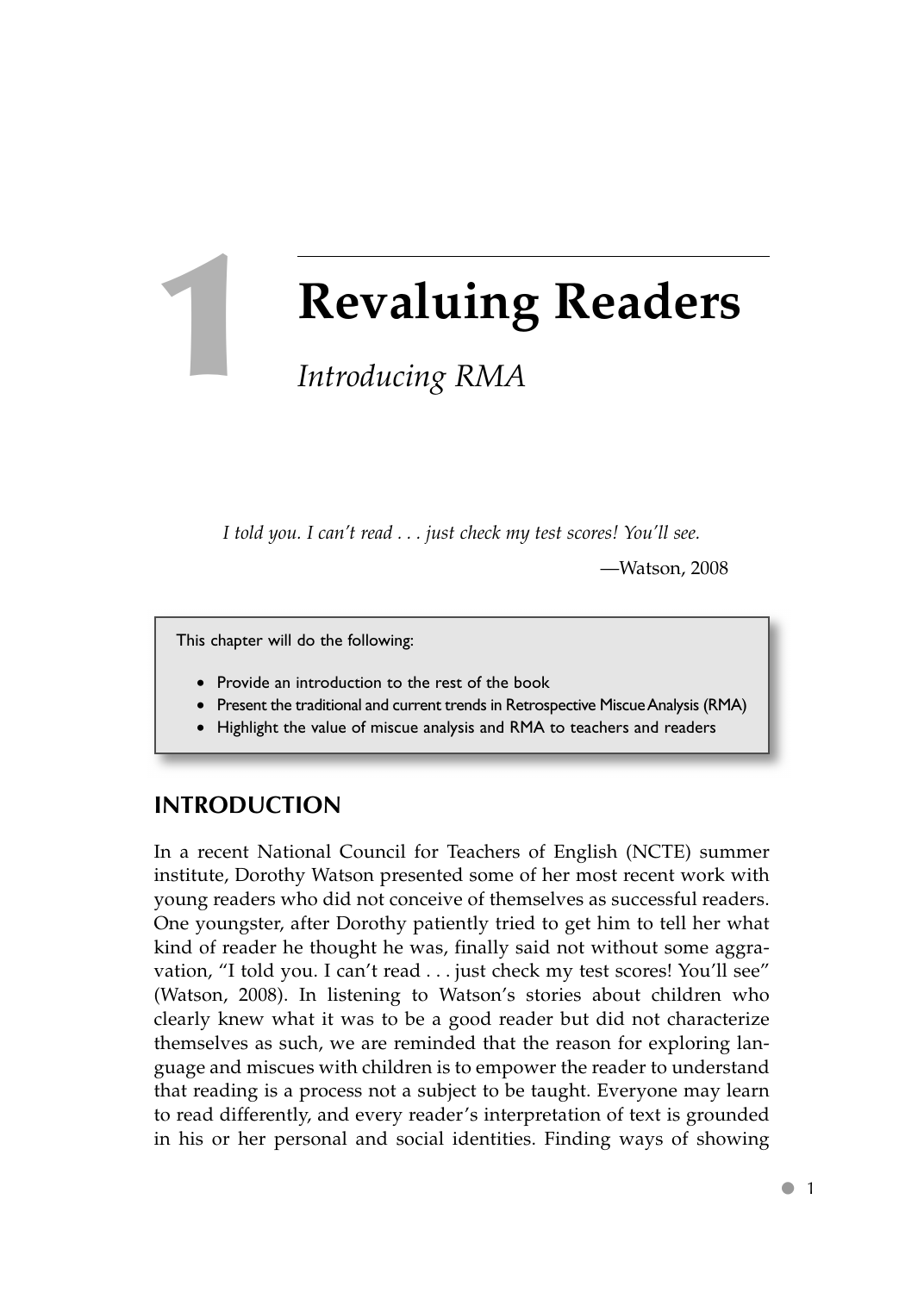# 1 Revaluing Readers

## *Introducing RMA*

*I told you. I can't read . . . just check my test scores! You'll see.*

—Watson, 2008

> This chapter will do the following:
>
> - Provide an introduction to the rest of the book
> - Present the traditional and current trends in Retrospective Miscue Analysis (RMA)
> - Highlight the value of miscue analysis and RMA to teachers and readers

## INTRODUCTION

In a recent National Council for Teachers of English (NCTE) summer institute, Dorothy Watson presented some of her most recent work with young readers who did not conceive of themselves as successful readers. One youngster, after Dorothy patiently tried to get him to tell her what kind of reader he thought he was, finally said not without some aggravation, "I told you. I can't read . . . just check my test scores! You'll see" (Watson, 2008). In listening to Watson's stories about children who clearly knew what it was to be a good reader but did not characterize themselves as such, we are reminded that the reason for exploring language and miscues with children is to empower the reader to understand that reading is a process not a subject to be taught. Everyone may learn to read differently, and every reader's interpretation of text is grounded in his or her personal and social identities. Finding ways of showing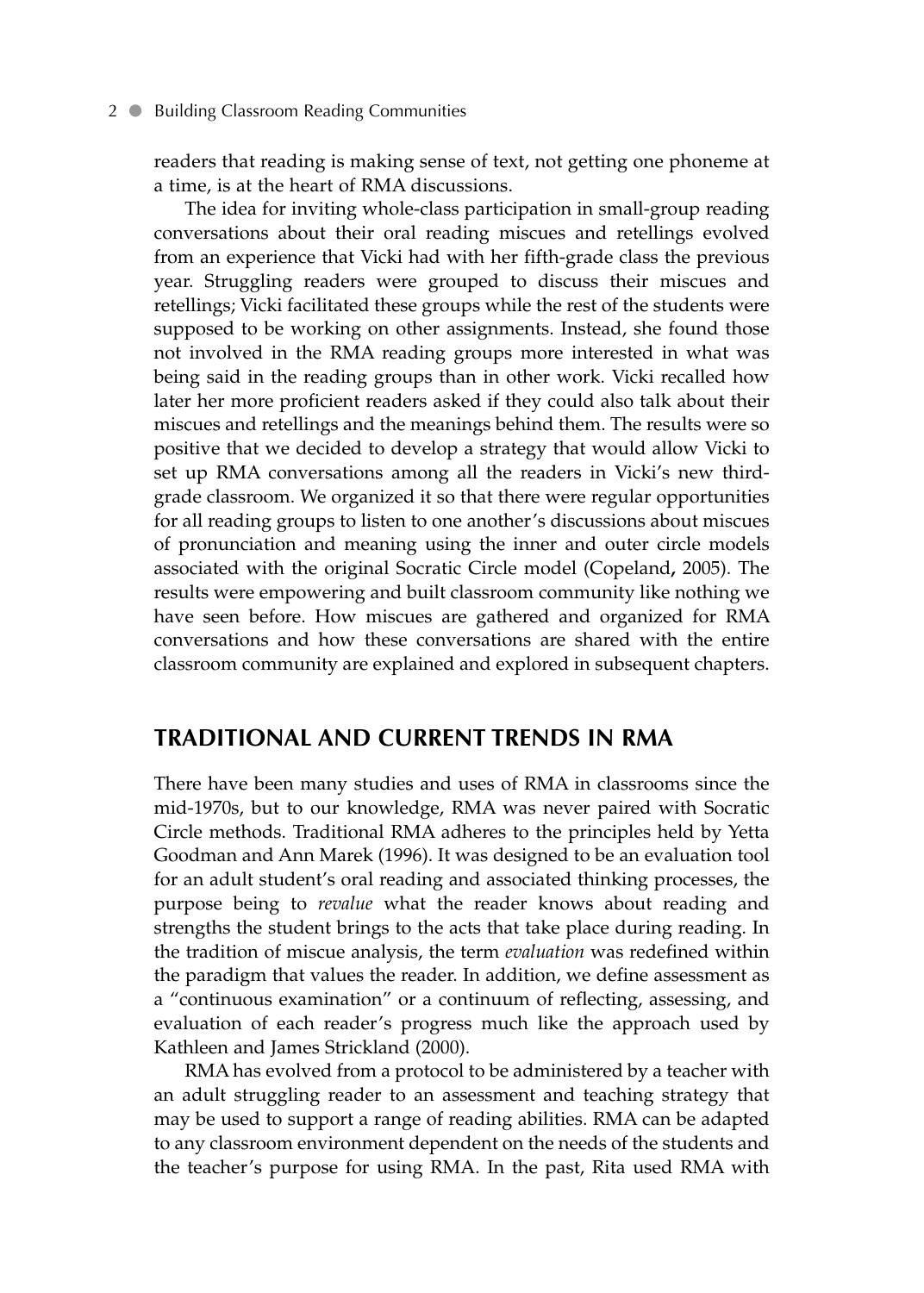readers that reading is making sense of text, not getting one phoneme at a time, is at the heart of RMA discussions.

The idea for inviting whole-class participation in small-group reading conversations about their oral reading miscues and retellings evolved from an experience that Vicki had with her fifth-grade class the previous year. Struggling readers were grouped to discuss their miscues and retellings; Vicki facilitated these groups while the rest of the students were supposed to be working on other assignments. Instead, she found those not involved in the RMA reading groups more interested in what was being said in the reading groups than in other work. Vicki recalled how later her more proficient readers asked if they could also talk about their miscues and retellings and the meanings behind them. The results were so positive that we decided to develop a strategy that would allow Vicki to set up RMA conversations among all the readers in Vicki's new third-grade classroom. We organized it so that there were regular opportunities for all reading groups to listen to one another's discussions about miscues of pronunciation and meaning using the inner and outer circle models associated with the original Socratic Circle model (Copeland**,** 2005). The results were empowering and built classroom community like nothing we have seen before. How miscues are gathered and organized for RMA conversations and how these conversations are shared with the entire classroom community are explained and explored in subsequent chapters.

## TRADITIONAL AND CURRENT TRENDS IN RMA

There have been many studies and uses of RMA in classrooms since the mid-1970s, but to our knowledge, RMA was never paired with Socratic Circle methods. Traditional RMA adheres to the principles held by Yetta Goodman and Ann Marek (1996). It was designed to be an evaluation tool for an adult student's oral reading and associated thinking processes, the purpose being to *revalue* what the reader knows about reading and strengths the student brings to the acts that take place during reading. In the tradition of miscue analysis, the term *evaluation* was redefined within the paradigm that values the reader. In addition, we define assessment as a "continuous examination" or a continuum of reflecting, assessing, and evaluation of each reader's progress much like the approach used by Kathleen and James Strickland (2000).

RMA has evolved from a protocol to be administered by a teacher with an adult struggling reader to an assessment and teaching strategy that may be used to support a range of reading abilities. RMA can be adapted to any classroom environment dependent on the needs of the students and the teacher's purpose for using RMA. In the past, Rita used RMA with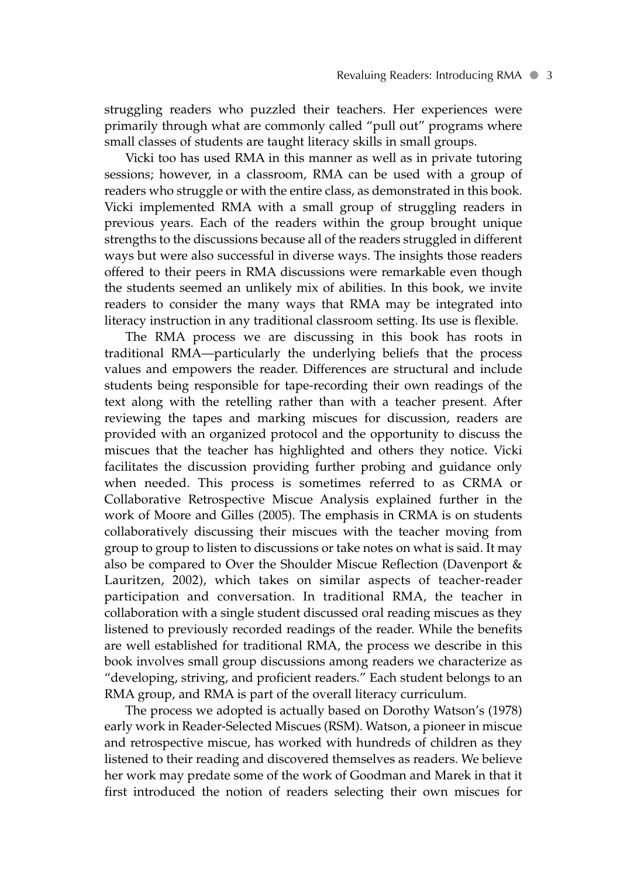struggling readers who puzzled their teachers. Her experiences were primarily through what are commonly called "pull out" programs where small classes of students are taught literacy skills in small groups.

Vicki too has used RMA in this manner as well as in private tutoring sessions; however, in a classroom, RMA can be used with a group of readers who struggle or with the entire class, as demonstrated in this book. Vicki implemented RMA with a small group of struggling readers in previous years. Each of the readers within the group brought unique strengths to the discussions because all of the readers struggled in different ways but were also successful in diverse ways. The insights those readers offered to their peers in RMA discussions were remarkable even though the students seemed an unlikely mix of abilities. In this book, we invite readers to consider the many ways that RMA may be integrated into literacy instruction in any traditional classroom setting. Its use is flexible.

The RMA process we are discussing in this book has roots in traditional RMA—particularly the underlying beliefs that the process values and empowers the reader. Differences are structural and include students being responsible for tape-recording their own readings of the text along with the retelling rather than with a teacher present. After reviewing the tapes and marking miscues for discussion, readers are provided with an organized protocol and the opportunity to discuss the miscues that the teacher has highlighted and others they notice. Vicki facilitates the discussion providing further probing and guidance only when needed. This process is sometimes referred to as CRMA or Collaborative Retrospective Miscue Analysis explained further in the work of Moore and Gilles (2005). The emphasis in CRMA is on students collaboratively discussing their miscues with the teacher moving from group to group to listen to discussions or take notes on what is said. It may also be compared to Over the Shoulder Miscue Reflection (Davenport & Lauritzen, 2002), which takes on similar aspects of teacher-reader participation and conversation. In traditional RMA, the teacher in collaboration with a single student discussed oral reading miscues as they listened to previously recorded readings of the reader. While the benefits are well established for traditional RMA, the process we describe in this book involves small group discussions among readers we characterize as "developing, striving, and proficient readers." Each student belongs to an RMA group, and RMA is part of the overall literacy curriculum.

The process we adopted is actually based on Dorothy Watson's (1978) early work in Reader-Selected Miscues (RSM). Watson, a pioneer in miscue and retrospective miscue, has worked with hundreds of children as they listened to their reading and discovered themselves as readers. We believe her work may predate some of the work of Goodman and Marek in that it first introduced the notion of readers selecting their own miscues for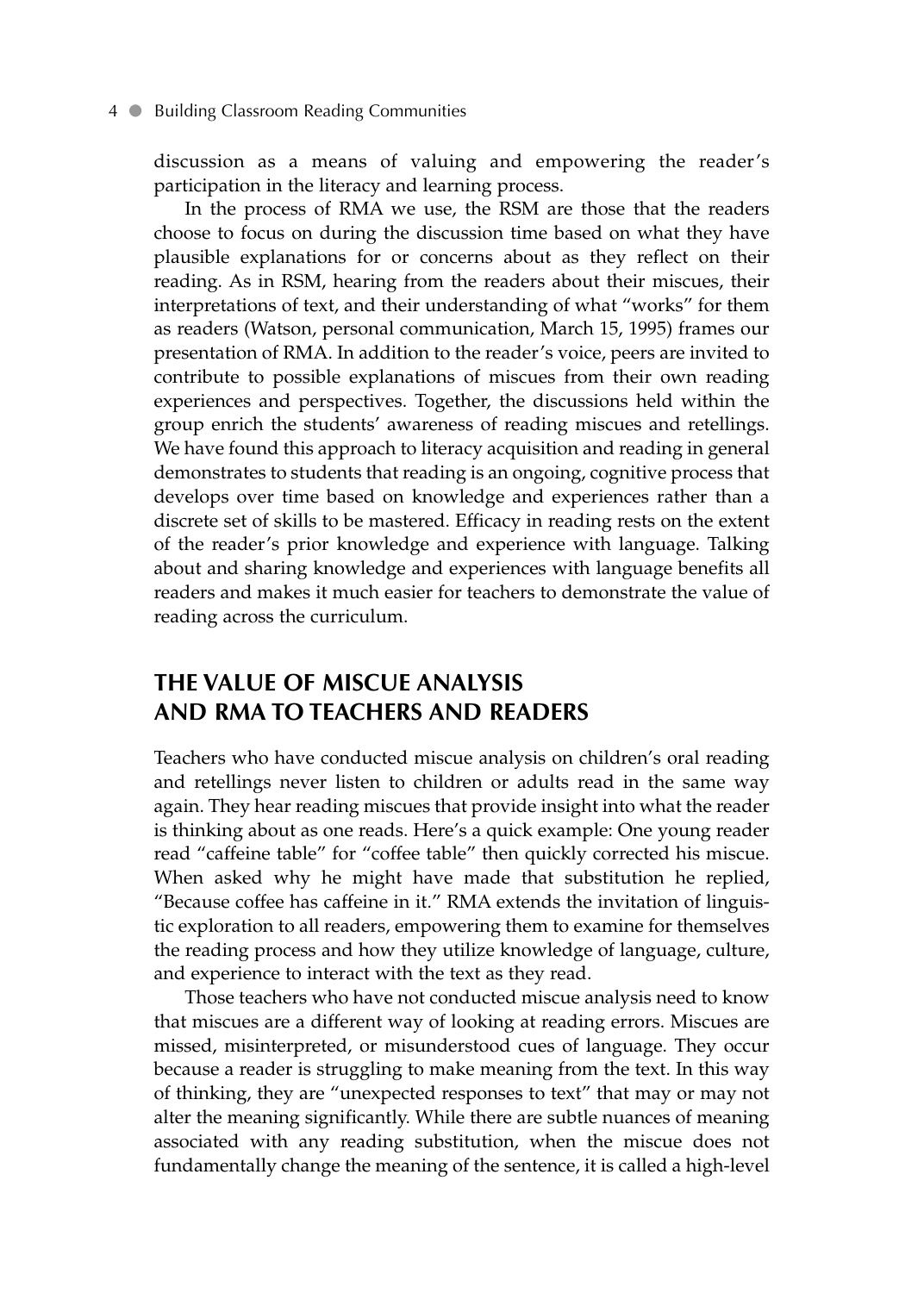discussion as a means of valuing and empowering the reader's participation in the literacy and learning process.

In the process of RMA we use, the RSM are those that the readers choose to focus on during the discussion time based on what they have plausible explanations for or concerns about as they reflect on their reading. As in RSM, hearing from the readers about their miscues, their interpretations of text, and their understanding of what "works" for them as readers (Watson, personal communication, March 15, 1995) frames our presentation of RMA. In addition to the reader's voice, peers are invited to contribute to possible explanations of miscues from their own reading experiences and perspectives. Together, the discussions held within the group enrich the students' awareness of reading miscues and retellings. We have found this approach to literacy acquisition and reading in general demonstrates to students that reading is an ongoing, cognitive process that develops over time based on knowledge and experiences rather than a discrete set of skills to be mastered. Efficacy in reading rests on the extent of the reader's prior knowledge and experience with language. Talking about and sharing knowledge and experiences with language benefits all readers and makes it much easier for teachers to demonstrate the value of reading across the curriculum.

## THE VALUE OF MISCUE ANALYSIS AND RMA TO TEACHERS AND READERS

Teachers who have conducted miscue analysis on children's oral reading and retellings never listen to children or adults read in the same way again. They hear reading miscues that provide insight into what the reader is thinking about as one reads. Here's a quick example: One young reader read "caffeine table" for "coffee table" then quickly corrected his miscue. When asked why he might have made that substitution he replied, "Because coffee has caffeine in it." RMA extends the invitation of linguistic exploration to all readers, empowering them to examine for themselves the reading process and how they utilize knowledge of language, culture, and experience to interact with the text as they read.

Those teachers who have not conducted miscue analysis need to know that miscues are a different way of looking at reading errors. Miscues are missed, misinterpreted, or misunderstood cues of language. They occur because a reader is struggling to make meaning from the text. In this way of thinking, they are "unexpected responses to text" that may or may not alter the meaning significantly. While there are subtle nuances of meaning associated with any reading substitution, when the miscue does not fundamentally change the meaning of the sentence, it is called a high-level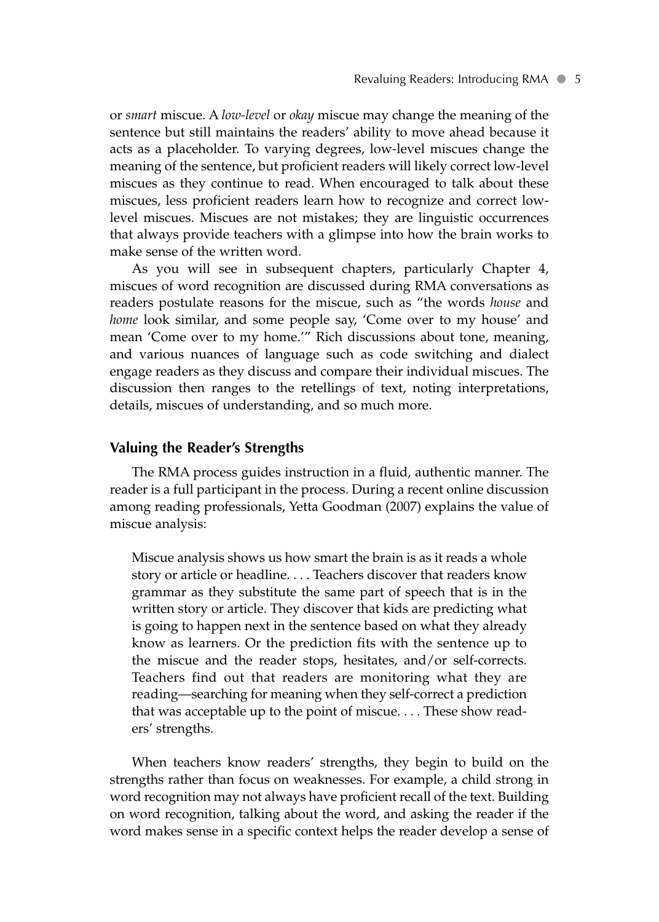or *smart* miscue. A *low-level* or *okay* miscue may change the meaning of the sentence but still maintains the readers' ability to move ahead because it acts as a placeholder. To varying degrees, low-level miscues change the meaning of the sentence, but proficient readers will likely correct low-level miscues as they continue to read. When encouraged to talk about these miscues, less proficient readers learn how to recognize and correct low-level miscues. Miscues are not mistakes; they are linguistic occurrences that always provide teachers with a glimpse into how the brain works to make sense of the written word.

As you will see in subsequent chapters, particularly Chapter 4, miscues of word recognition are discussed during RMA conversations as readers postulate reasons for the miscue, such as "the words *house* and *home* look similar, and some people say, 'Come over to my house' and mean 'Come over to my home.'" Rich discussions about tone, meaning, and various nuances of language such as code switching and dialect engage readers as they discuss and compare their individual miscues. The discussion then ranges to the retellings of text, noting interpretations, details, miscues of understanding, and so much more.

### Valuing the Reader's Strengths

The RMA process guides instruction in a fluid, authentic manner. The reader is a full participant in the process. During a recent online discussion among reading professionals, Yetta Goodman (2007) explains the value of miscue analysis:

> Miscue analysis shows us how smart the brain is as it reads a whole story or article or headline. . . . Teachers discover that readers know grammar as they substitute the same part of speech that is in the written story or article. They discover that kids are predicting what is going to happen next in the sentence based on what they already know as learners. Or the prediction fits with the sentence up to the miscue and the reader stops, hesitates, and/or self-corrects. Teachers find out that readers are monitoring what they are reading—searching for meaning when they self-correct a prediction that was acceptable up to the point of miscue. . . . These show readers' strengths.

When teachers know readers' strengths, they begin to build on the strengths rather than focus on weaknesses. For example, a child strong in word recognition may not always have proficient recall of the text. Building on word recognition, talking about the word, and asking the reader if the word makes sense in a specific context helps the reader develop a sense of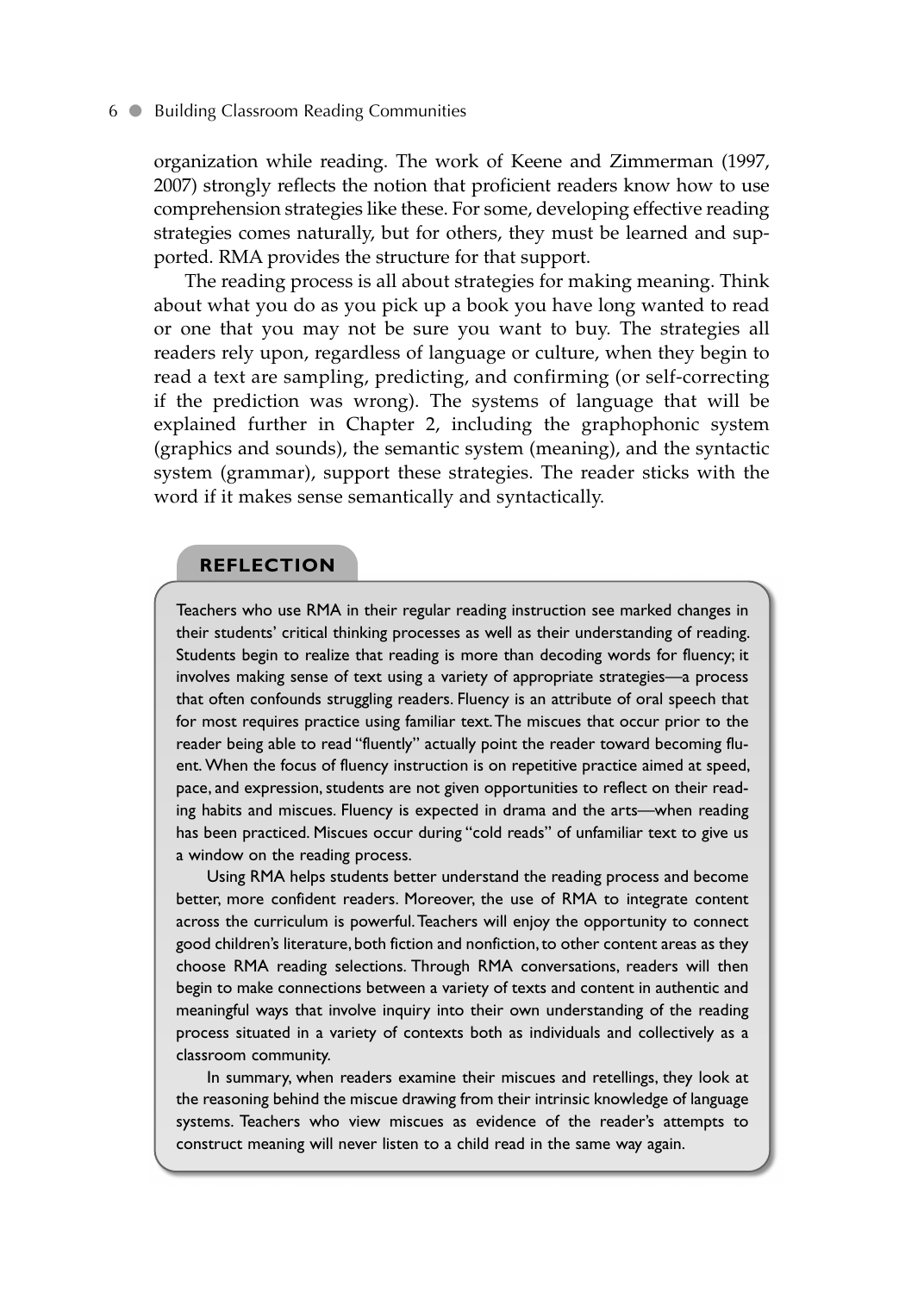organization while reading. The work of Keene and Zimmerman (1997, 2007) strongly reflects the notion that proficient readers know how to use comprehension strategies like these. For some, developing effective reading strategies comes naturally, but for others, they must be learned and supported. RMA provides the structure for that support.

The reading process is all about strategies for making meaning. Think about what you do as you pick up a book you have long wanted to read or one that you may not be sure you want to buy. The strategies all readers rely upon, regardless of language or culture, when they begin to read a text are sampling, predicting, and confirming (or self-correcting if the prediction was wrong). The systems of language that will be explained further in Chapter 2, including the graphophonic system (graphics and sounds), the semantic system (meaning), and the syntactic system (grammar), support these strategies. The reader sticks with the word if it makes sense semantically and syntactically.

## REFLECTION

Teachers who use RMA in their regular reading instruction see marked changes in their students' critical thinking processes as well as their understanding of reading. Students begin to realize that reading is more than decoding words for fluency; it involves making sense of text using a variety of appropriate strategies—a process that often confounds struggling readers. Fluency is an attribute of oral speech that for most requires practice using familiar text. The miscues that occur prior to the reader being able to read "fluently" actually point the reader toward becoming fluent. When the focus of fluency instruction is on repetitive practice aimed at speed, pace, and expression, students are not given opportunities to reflect on their reading habits and miscues. Fluency is expected in drama and the arts—when reading has been practiced. Miscues occur during "cold reads" of unfamiliar text to give us a window on the reading process.

Using RMA helps students better understand the reading process and become better, more confident readers. Moreover, the use of RMA to integrate content across the curriculum is powerful. Teachers will enjoy the opportunity to connect good children's literature, both fiction and nonfiction, to other content areas as they choose RMA reading selections. Through RMA conversations, readers will then begin to make connections between a variety of texts and content in authentic and meaningful ways that involve inquiry into their own understanding of the reading process situated in a variety of contexts both as individuals and collectively as a classroom community.

In summary, when readers examine their miscues and retellings, they look at the reasoning behind the miscue drawing from their intrinsic knowledge of language systems. Teachers who view miscues as evidence of the reader's attempts to construct meaning will never listen to a child read in the same way again.